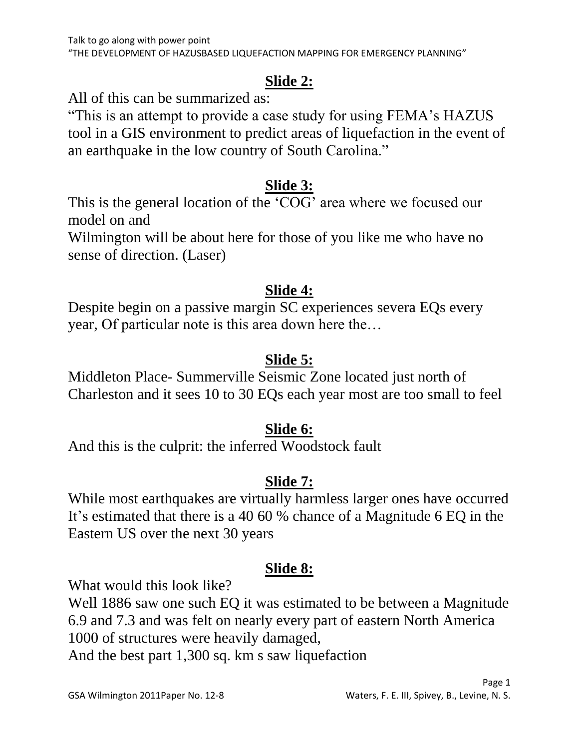## Slide 2:

All of this can be summarized as:

"This is an attempt to provide a case study for using FEMA's HAZUS tool in a GIS environment to predict areas of liquefaction in the event of an earthquake in the low country of South Carolina."

## Slide 3:

This is the general location of the 'COG' area where we focused our model on and

Wilmington will be about here for those of you like me who have no sense of direction. (Laser)

## Slide 4:

Despite begin on a passive margin SC experiences severa EQs every year, Of particular note is this area down here the…

## Slide 5:

Middleton Place- Summerville Seismic Zone located just north of Charleston and it sees 10 to 30 EQs each year most are too small to feel

## Slide 6:

And this is the culprit: the inferred Woodstock fault

## Slide 7:

While most earthquakes are virtually harmless larger ones have occurred It's estimated that there is a 40 60 % chance of a Magnitude 6 EQ in the Eastern US over the next 30 years

## Slide 8:

What would this look like?

Well 1886 saw one such EQ it was estimated to be between a Magnitude 6.9 and 7.3 and was felt on nearly every part of eastern North America 1000 of structures were heavily damaged,

And the best part 1,300 sq. km s saw liquefaction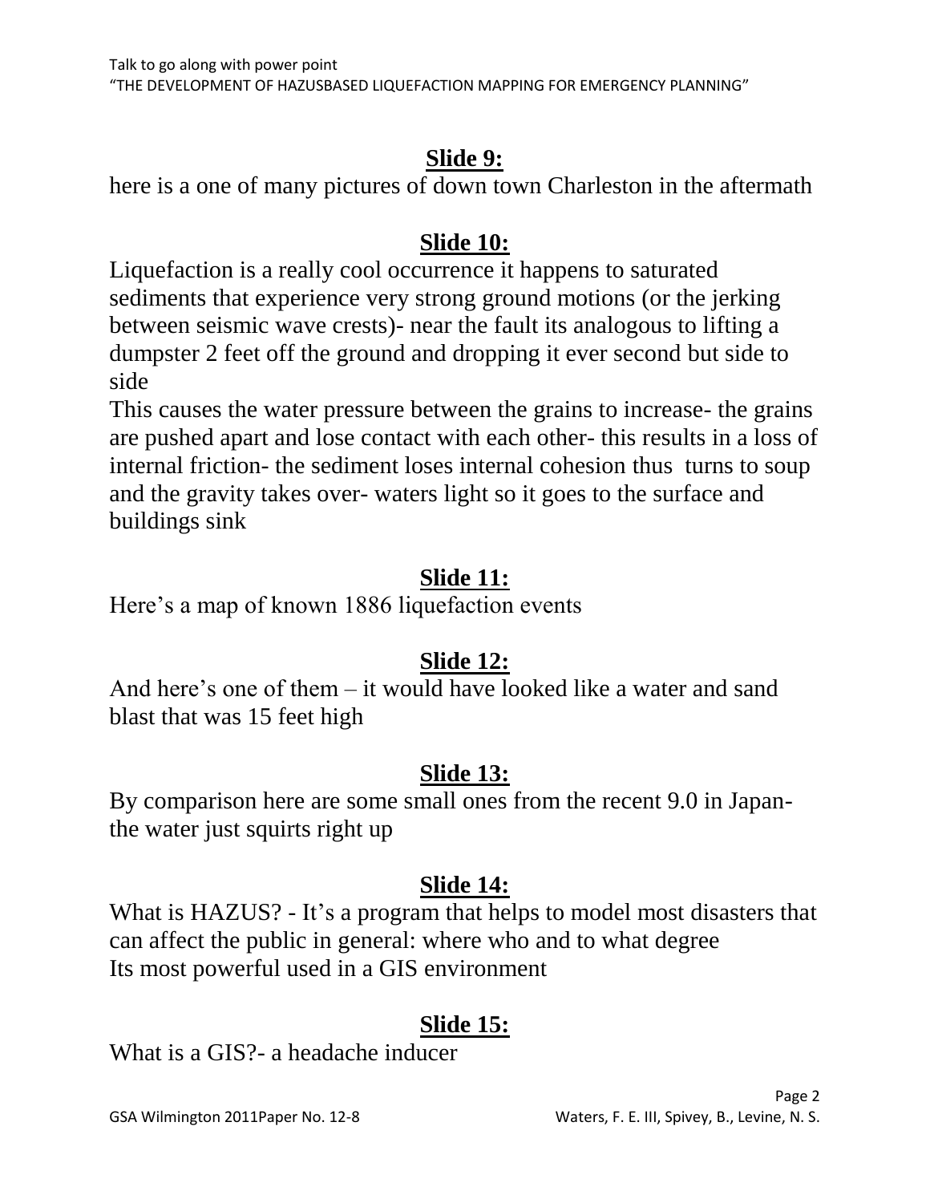**Slide 9:**

here is a one of many pictures of down town Charleston in the aftermath

**Slide 10:**

Liquefaction is a really cool occurrence it happens to saturated sediments that experience very strong ground motions (or the jerking between seismic wave crests)- near the fault its analogous to lifting a dumpster 2 feet off the ground and dropping it ever second but side to side

This causes the water pressure between the grains to increase- the grains are pushed apart and lose contact with each other- this results in a loss of internal friction- the sediment loses internal cohesion thus turns to soup and the gravity takes over- waters light so it goes to the surface and buildings sink

**Slide 11:**

Here's a map of known 1886 liquefaction events

**Slide 12:**

And here's one of them – it would have looked like a water and sand blast that was 15 feet high

**Slide 13:**

By comparison here are some small ones from the recent 9.0 in Japan- the water just squirts right up

**Slide 14:**

What is HAZUS? - It's a program that helps to model most disasters that can affect the public in general: where who and to what degree

Its most powerful used in a GIS environment

**Slide 15:**

What is a GIS?- a headache inducer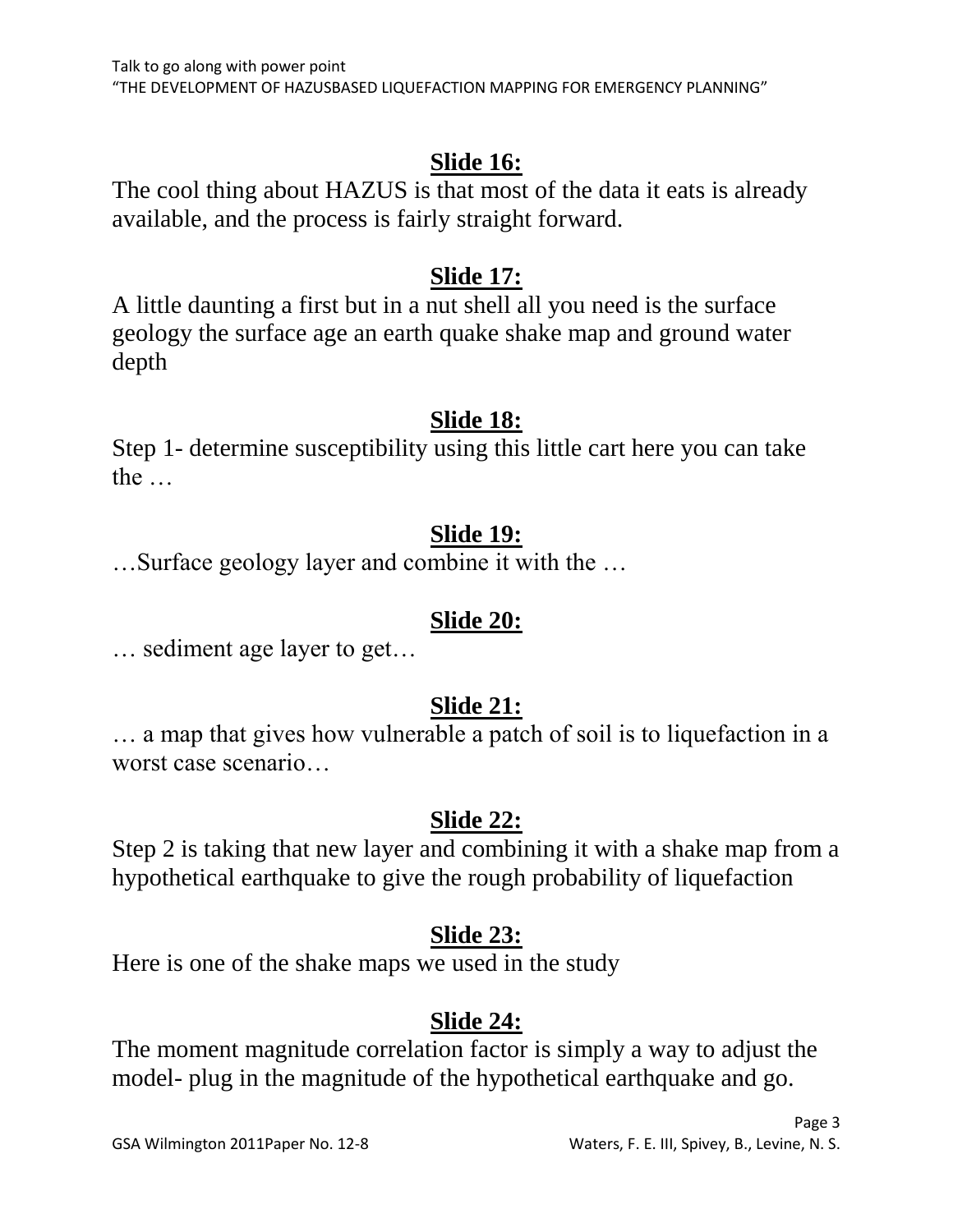## Slide 16:

The cool thing about HAZUS is that most of the data it eats is already available, and the process is fairly straight forward.

## Slide 17:

A little daunting a first but in a nut shell all you need is the surface geology the surface age an earth quake shake map and ground water depth

## Slide 18:

Step 1- determine susceptibility using this little cart here you can take the …

## Slide 19:

…Surface geology layer and combine it with the …

## Slide 20:

… sediment age layer to get…

## Slide 21:

… a map that gives how vulnerable a patch of soil is to liquefaction in a worst case scenario…

## Slide 22:

Step 2 is taking that new layer and combining it with a shake map from a hypothetical earthquake to give the rough probability of liquefaction

## Slide 23:

Here is one of the shake maps we used in the study

## Slide 24:

The moment magnitude correlation factor is simply a way to adjust the model- plug in the magnitude of the hypothetical earthquake and go.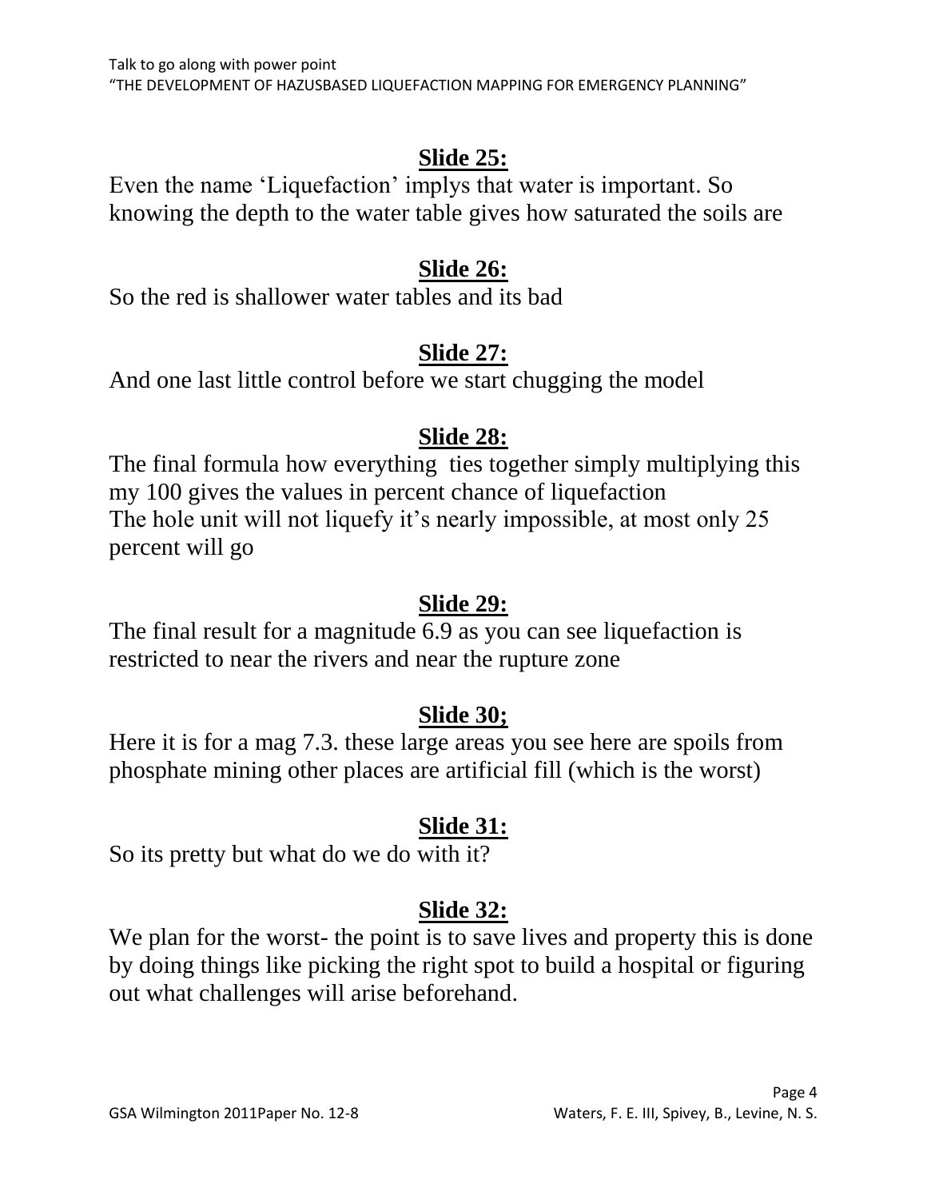## **Slide 25:**

Even the name 'Liquefaction' implys that water is important. So knowing the depth to the water table gives how saturated the soils are

## **Slide 26:**

So the red is shallower water tables and its bad

## **Slide 27:**

And one last little control before we start chugging the model

## **Slide 28:**

The final formula how everything  ties together simply multiplying this my 100 gives the values in percent chance of liquefaction
The hole unit will not liquefy it's nearly impossible, at most only 25 percent will go

## **Slide 29:**

The final result for a magnitude 6.9 as you can see liquefaction is restricted to near the rivers and near the rupture zone

## **Slide 30;**

Here it is for a mag 7.3. these large areas you see here are spoils from phosphate mining other places are artificial fill (which is the worst)

## **Slide 31:**

So its pretty but what do we do with it?

## **Slide 32:**

We plan for the worst- the point is to save lives and property this is done by doing things like picking the right spot to build a hospital or figuring out what challenges will arise beforehand.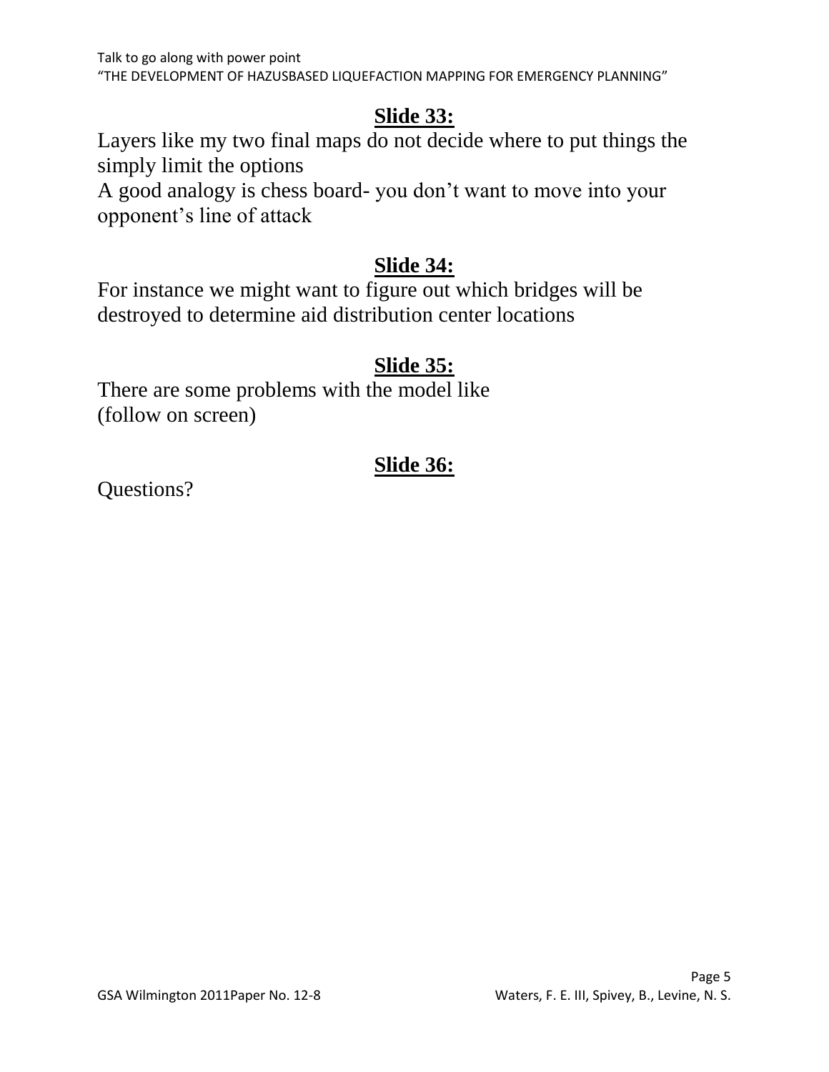## Slide 33:

Layers like my two final maps do not decide where to put things the simply limit the options

A good analogy is chess board- you don't want to move into your opponent's line of attack

## Slide 34:

For instance we might want to figure out which bridges will be destroyed to determine aid distribution center locations

## Slide 35:

There are some problems with the model like
(follow on screen)

## Slide 36:

Questions?